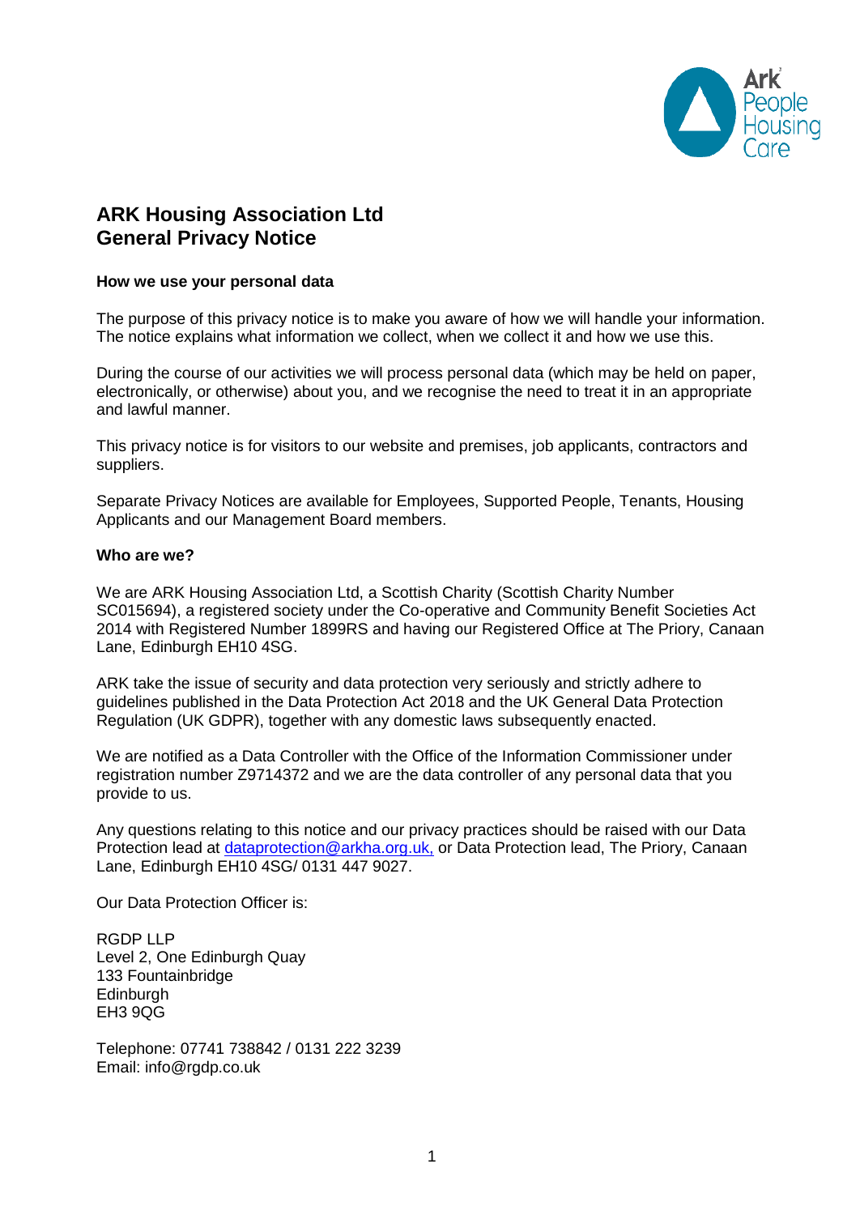# ARK Housing Association Ltd
# General Privacy Notice

**How we use your personal data**

The purpose of this privacy notice is to make you aware of how we will handle your information. The notice explains what information we collect, when we collect it and how we use this.

During the course of our activities we will process personal data (which may be held on paper, electronically, or otherwise) about you, and we recognise the need to treat it in an appropriate and lawful manner.

This privacy notice is for visitors to our website and premises, job applicants, contractors and suppliers.

Separate Privacy Notices are available for Employees, Supported People, Tenants, Housing Applicants and our Management Board members.

**Who are we?**

We are ARK Housing Association Ltd, a Scottish Charity (Scottish Charity Number SC015694), a registered society under the Co-operative and Community Benefit Societies Act 2014 with Registered Number 1899RS and having our Registered Office at The Priory, Canaan Lane, Edinburgh EH10 4SG.

ARK take the issue of security and data protection very seriously and strictly adhere to guidelines published in the Data Protection Act 2018 and the UK General Data Protection Regulation (UK GDPR), together with any domestic laws subsequently enacted.

We are notified as a Data Controller with the Office of the Information Commissioner under registration number Z9714372 and we are the data controller of any personal data that you provide to us.

Any questions relating to this notice and our privacy practices should be raised with our Data Protection lead at dataprotection@arkha.org.uk, or Data Protection lead, The Priory, Canaan Lane, Edinburgh EH10 4SG/ 0131 447 9027.

Our Data Protection Officer is:

RGDP LLP
Level 2, One Edinburgh Quay
133 Fountainbridge
Edinburgh
EH3 9QG

Telephone: 07741 738842 / 0131 222 3239
Email: info@rgdp.co.uk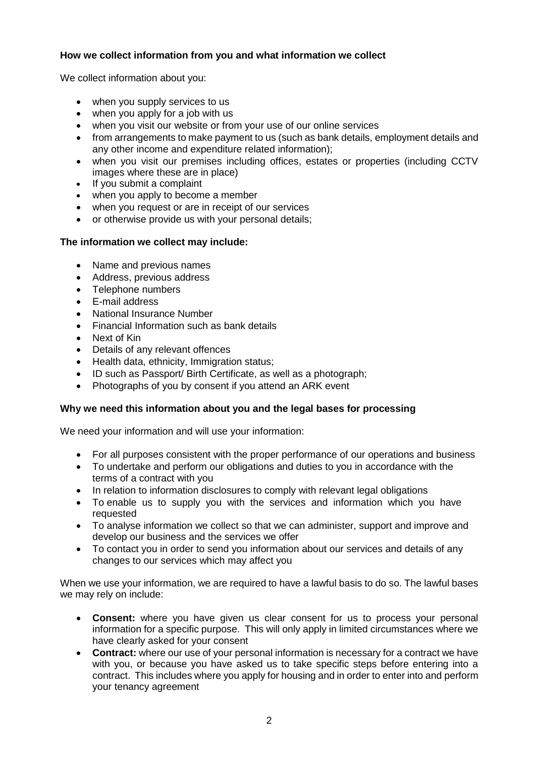**How we collect information from you and what information we collect**

We collect information about you:

- when you supply services to us
- when you apply for a job with us
- when you visit our website or from your use of our online services
- from arrangements to make payment to us (such as bank details, employment details and any other income and expenditure related information);
- when you visit our premises including offices, estates or properties (including CCTV images where these are in place)
- If you submit a complaint
- when you apply to become a member
- when you request or are in receipt of our services
- or otherwise provide us with your personal details;

**The information we collect may include:**

- Name and previous names
- Address, previous address
- Telephone numbers
- E-mail address
- National Insurance Number
- Financial Information such as bank details
- Next of Kin
- Details of any relevant offences
- Health data, ethnicity, Immigration status;
- ID such as Passport/ Birth Certificate, as well as a photograph;
- Photographs of you by consent if you attend an ARK event

**Why we need this information about you and the legal bases for processing**

We need your information and will use your information:

- For all purposes consistent with the proper performance of our operations and business
- To undertake and perform our obligations and duties to you in accordance with the terms of a contract with you
- In relation to information disclosures to comply with relevant legal obligations
- To enable us to supply you with the services and information which you have requested
- To analyse information we collect so that we can administer, support and improve and develop our business and the services we offer
- To contact you in order to send you information about our services and details of any changes to our services which may affect you

When we use your information, we are required to have a lawful basis to do so. The lawful bases we may rely on include:

- **Consent:** where you have given us clear consent for us to process your personal information for a specific purpose. This will only apply in limited circumstances where we have clearly asked for your consent
- **Contract:** where our use of your personal information is necessary for a contract we have with you, or because you have asked us to take specific steps before entering into a contract. This includes where you apply for housing and in order to enter into and perform your tenancy agreement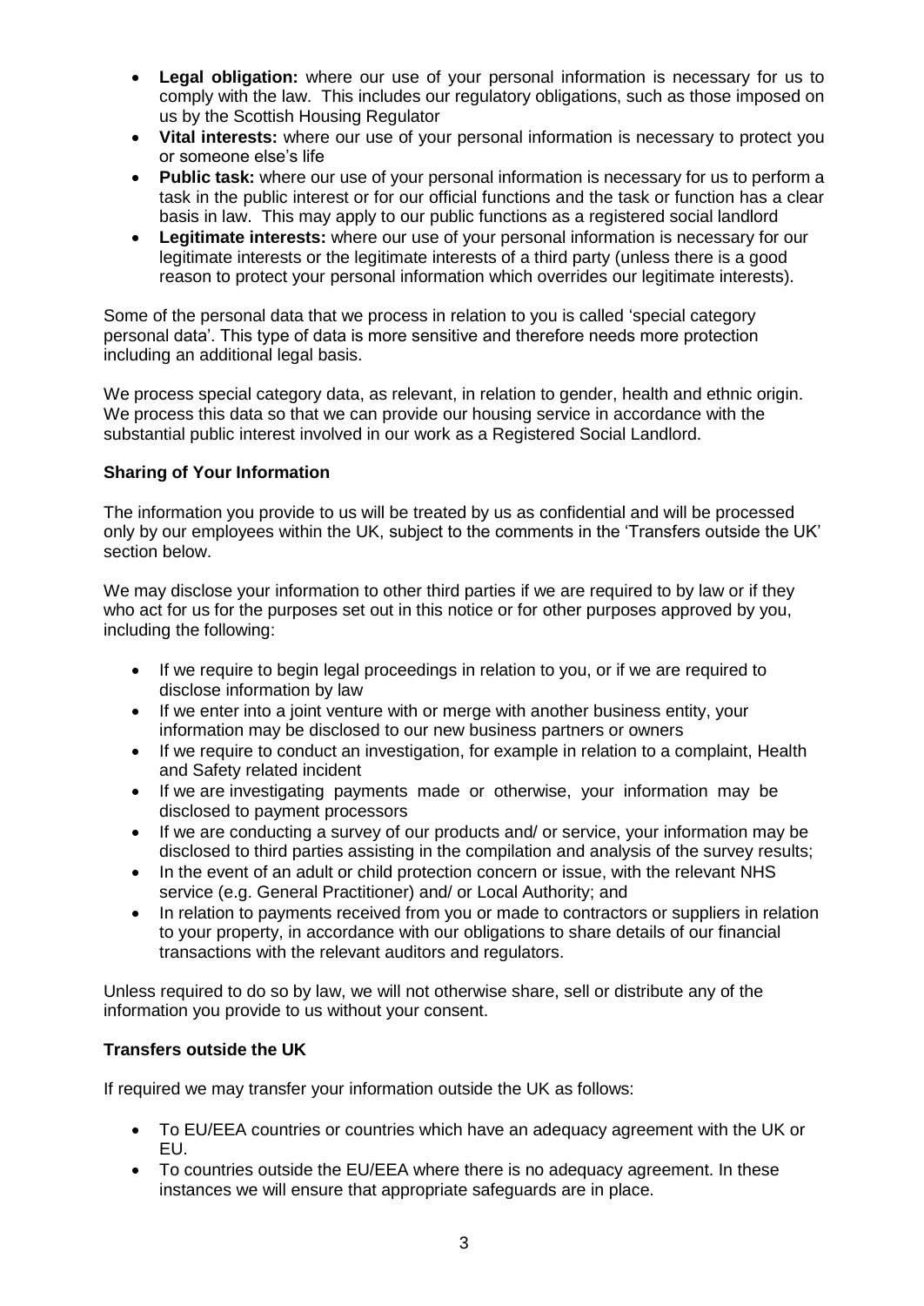- **Legal obligation:** where our use of your personal information is necessary for us to comply with the law. This includes our regulatory obligations, such as those imposed on us by the Scottish Housing Regulator
- **Vital interests:** where our use of your personal information is necessary to protect you or someone else's life
- **Public task:** where our use of your personal information is necessary for us to perform a task in the public interest or for our official functions and the task or function has a clear basis in law. This may apply to our public functions as a registered social landlord
- **Legitimate interests:** where our use of your personal information is necessary for our legitimate interests or the legitimate interests of a third party (unless there is a good reason to protect your personal information which overrides our legitimate interests).

Some of the personal data that we process in relation to you is called 'special category personal data'. This type of data is more sensitive and therefore needs more protection including an additional legal basis.

We process special category data, as relevant, in relation to gender, health and ethnic origin. We process this data so that we can provide our housing service in accordance with the substantial public interest involved in our work as a Registered Social Landlord.

**Sharing of Your Information**

The information you provide to us will be treated by us as confidential and will be processed only by our employees within the UK, subject to the comments in the 'Transfers outside the UK' section below.

We may disclose your information to other third parties if we are required to by law or if they who act for us for the purposes set out in this notice or for other purposes approved by you, including the following:

- If we require to begin legal proceedings in relation to you, or if we are required to disclose information by law
- If we enter into a joint venture with or merge with another business entity, your information may be disclosed to our new business partners or owners
- If we require to conduct an investigation, for example in relation to a complaint, Health and Safety related incident
- If we are investigating payments made or otherwise, your information may be disclosed to payment processors
- If we are conducting a survey of our products and/ or service, your information may be disclosed to third parties assisting in the compilation and analysis of the survey results;
- In the event of an adult or child protection concern or issue, with the relevant NHS service (e.g. General Practitioner) and/ or Local Authority; and
- In relation to payments received from you or made to contractors or suppliers in relation to your property, in accordance with our obligations to share details of our financial transactions with the relevant auditors and regulators.

Unless required to do so by law, we will not otherwise share, sell or distribute any of the information you provide to us without your consent.

**Transfers outside the UK**

If required we may transfer your information outside the UK as follows:

- To EU/EEA countries or countries which have an adequacy agreement with the UK or EU.
- To countries outside the EU/EEA where there is no adequacy agreement. In these instances we will ensure that appropriate safeguards are in place.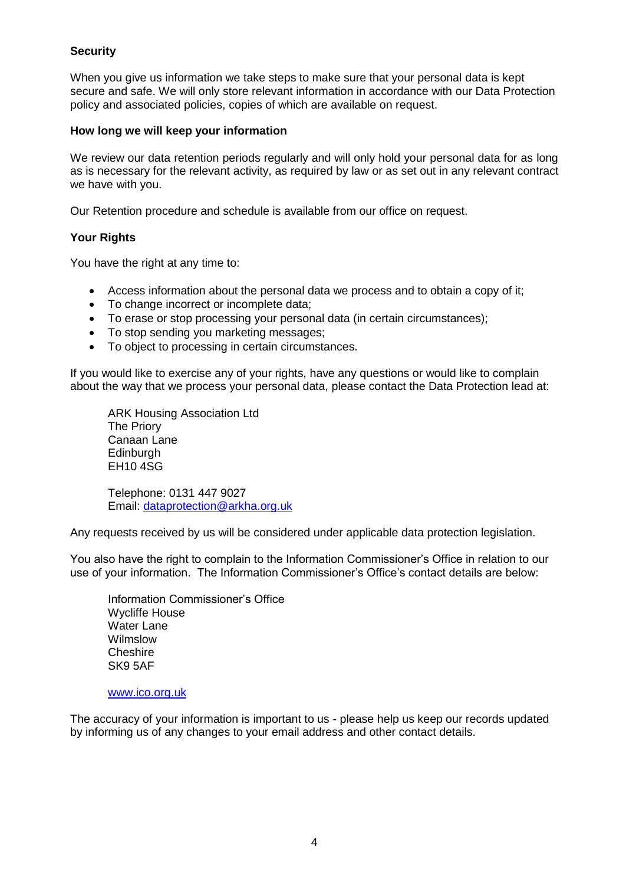**Security**

When you give us information we take steps to make sure that your personal data is kept secure and safe. We will only store relevant information in accordance with our Data Protection policy and associated policies, copies of which are available on request.

**How long we will keep your information**

We review our data retention periods regularly and will only hold your personal data for as long as is necessary for the relevant activity, as required by law or as set out in any relevant contract we have with you.

Our Retention procedure and schedule is available from our office on request.

**Your Rights**

You have the right at any time to:

- Access information about the personal data we process and to obtain a copy of it;
- To change incorrect or incomplete data;
- To erase or stop processing your personal data (in certain circumstances);
- To stop sending you marketing messages;
- To object to processing in certain circumstances.

If you would like to exercise any of your rights, have any questions or would like to complain about the way that we process your personal data, please contact the Data Protection lead at:

ARK Housing Association Ltd
The Priory
Canaan Lane
Edinburgh
EH10 4SG

Telephone: 0131 447 9027
Email: dataprotection@arkha.org.uk

Any requests received by us will be considered under applicable data protection legislation.

You also have the right to complain to the Information Commissioner's Office in relation to our use of your information. The Information Commissioner's Office's contact details are below:

Information Commissioner's Office
Wycliffe House
Water Lane
Wilmslow
Cheshire
SK9 5AF

www.ico.org.uk

The accuracy of your information is important to us - please help us keep our records updated by informing us of any changes to your email address and other contact details.